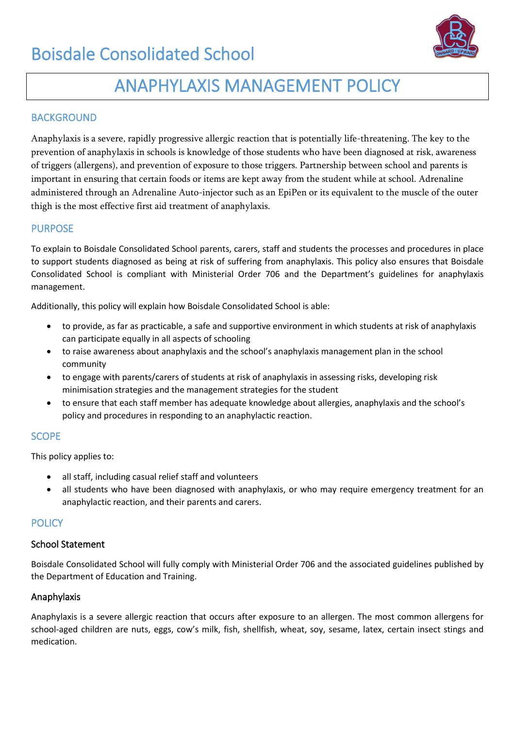# Boisdale Consolidated School

# ANAPHYLAXIS MANAGEMENT POLICY

## BACKGROUND

Anaphylaxis is a severe, rapidly progressive allergic reaction that is potentially life-threatening. The key to the prevention of anaphylaxis in schools is knowledge of those students who have been diagnosed at risk, awareness of triggers (allergens), and prevention of exposure to those triggers. Partnership between school and parents is important in ensuring that certain foods or items are kept away from the student while at school. Adrenaline administered through an Adrenaline Auto-injector such as an EpiPen or its equivalent to the muscle of the outer thigh is the most effective first aid treatment of anaphylaxis.

## PURPOSE

To explain to Boisdale Consolidated School parents, carers, staff and students the processes and procedures in place to support students diagnosed as being at risk of suffering from anaphylaxis. This policy also ensures that Boisdale Consolidated School is compliant with Ministerial Order 706 and the Department's guidelines for anaphylaxis management.

Additionally, this policy will explain how Boisdale Consolidated School is able:

- to provide, as far as practicable, a safe and supportive environment in which students at risk of anaphylaxis can participate equally in all aspects of schooling
- to raise awareness about anaphylaxis and the school's anaphylaxis management plan in the school community
- to engage with parents/carers of students at risk of anaphylaxis in assessing risks, developing risk minimisation strategies and the management strategies for the student
- to ensure that each staff member has adequate knowledge about allergies, anaphylaxis and the school's policy and procedures in responding to an anaphylactic reaction.

## SCOPE

This policy applies to:

- all staff, including casual relief staff and volunteers
- all students who have been diagnosed with anaphylaxis, or who may require emergency treatment for an anaphylactic reaction, and their parents and carers.

## POLICY

### School Statement

Boisdale Consolidated School will fully comply with Ministerial Order 706 and the associated guidelines published by the Department of Education and Training.

### Anaphylaxis

Anaphylaxis is a severe allergic reaction that occurs after exposure to an allergen. The most common allergens for school-aged children are nuts, eggs, cow's milk, fish, shellfish, wheat, soy, sesame, latex, certain insect stings and medication.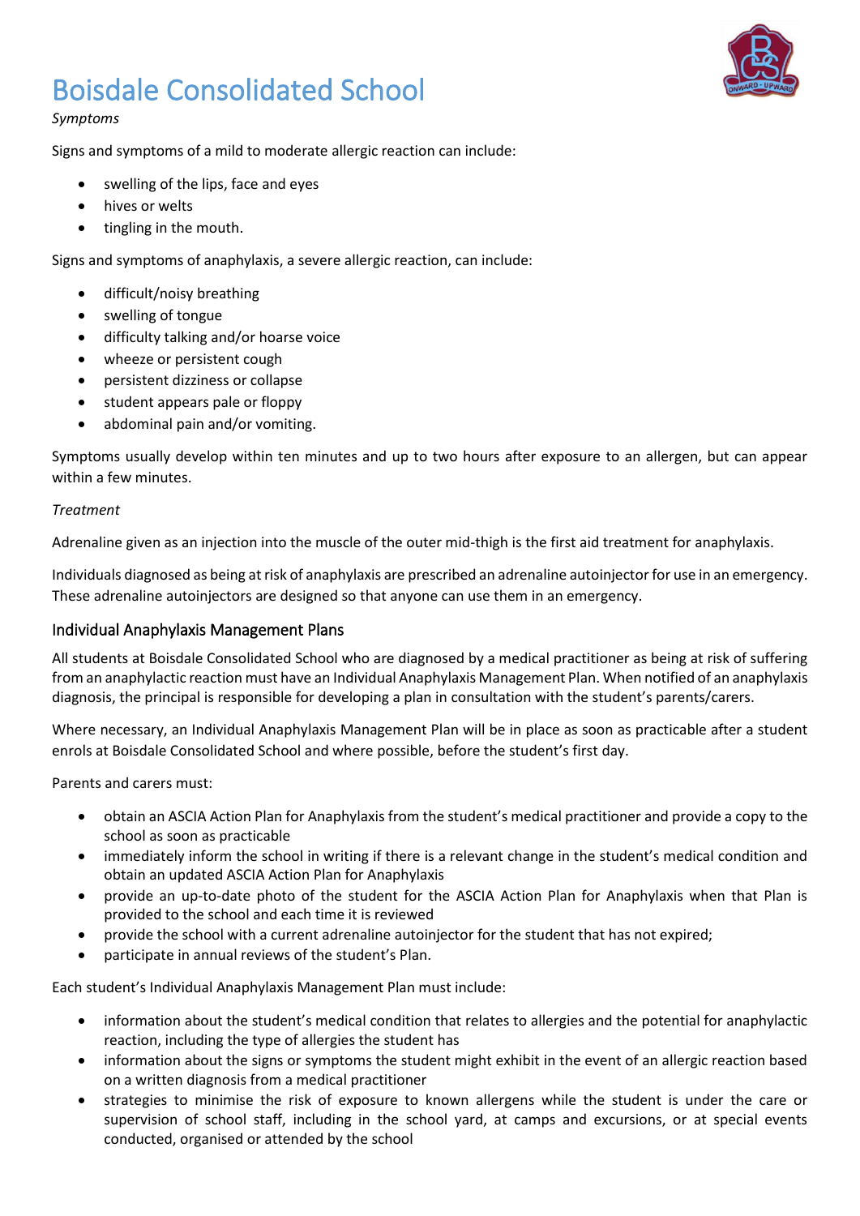*Symptoms*

Signs and symptoms of a mild to moderate allergic reaction can include:

- swelling of the lips, face and eyes
- hives or welts
- tingling in the mouth.

Signs and symptoms of anaphylaxis, a severe allergic reaction, can include:

- difficult/noisy breathing
- swelling of tongue
- difficulty talking and/or hoarse voice
- wheeze or persistent cough
- persistent dizziness or collapse
- student appears pale or floppy
- abdominal pain and/or vomiting.

Symptoms usually develop within ten minutes and up to two hours after exposure to an allergen, but can appear within a few minutes.

*Treatment*

Adrenaline given as an injection into the muscle of the outer mid-thigh is the first aid treatment for anaphylaxis.

Individuals diagnosed as being at risk of anaphylaxis are prescribed an adrenaline autoinjector for use in an emergency. These adrenaline autoinjectors are designed so that anyone can use them in an emergency.

## Individual Anaphylaxis Management Plans

All students at Boisdale Consolidated School who are diagnosed by a medical practitioner as being at risk of suffering from an anaphylactic reaction must have an Individual Anaphylaxis Management Plan. When notified of an anaphylaxis diagnosis, the principal is responsible for developing a plan in consultation with the student's parents/carers.

Where necessary, an Individual Anaphylaxis Management Plan will be in place as soon as practicable after a student enrols at Boisdale Consolidated School and where possible, before the student's first day.

Parents and carers must:

- obtain an ASCIA Action Plan for Anaphylaxis from the student's medical practitioner and provide a copy to the school as soon as practicable
- immediately inform the school in writing if there is a relevant change in the student's medical condition and obtain an updated ASCIA Action Plan for Anaphylaxis
- provide an up-to-date photo of the student for the ASCIA Action Plan for Anaphylaxis when that Plan is provided to the school and each time it is reviewed
- provide the school with a current adrenaline autoinjector for the student that has not expired;
- participate in annual reviews of the student's Plan.

Each student's Individual Anaphylaxis Management Plan must include:

- information about the student's medical condition that relates to allergies and the potential for anaphylactic reaction, including the type of allergies the student has
- information about the signs or symptoms the student might exhibit in the event of an allergic reaction based on a written diagnosis from a medical practitioner
- strategies to minimise the risk of exposure to known allergens while the student is under the care or supervision of school staff, including in the school yard, at camps and excursions, or at special events conducted, organised or attended by the school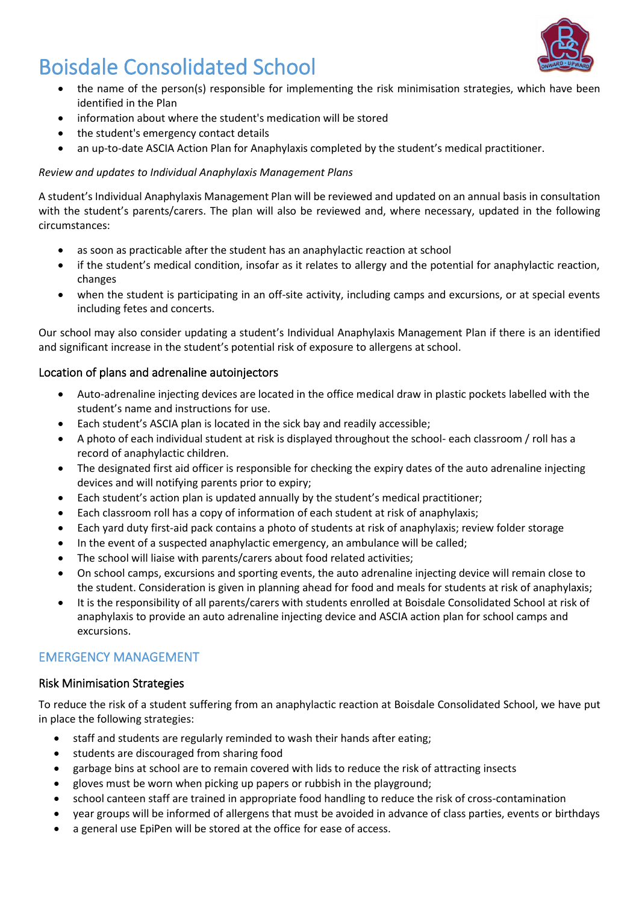- the name of the person(s) responsible for implementing the risk minimisation strategies, which have been identified in the Plan
- information about where the student's medication will be stored
- the student's emergency contact details
- an up-to-date ASCIA Action Plan for Anaphylaxis completed by the student's medical practitioner.

*Review and updates to Individual Anaphylaxis Management Plans*

A student's Individual Anaphylaxis Management Plan will be reviewed and updated on an annual basis in consultation with the student's parents/carers. The plan will also be reviewed and, where necessary, updated in the following circumstances:

- as soon as practicable after the student has an anaphylactic reaction at school
- if the student's medical condition, insofar as it relates to allergy and the potential for anaphylactic reaction, changes
- when the student is participating in an off-site activity, including camps and excursions, or at special events including fetes and concerts.

Our school may also consider updating a student's Individual Anaphylaxis Management Plan if there is an identified and significant increase in the student's potential risk of exposure to allergens at school.

### Location of plans and adrenaline autoinjectors

- Auto-adrenaline injecting devices are located in the office medical draw in plastic pockets labelled with the student's name and instructions for use.
- Each student's ASCIA plan is located in the sick bay and readily accessible;
- A photo of each individual student at risk is displayed throughout the school- each classroom / roll has a record of anaphylactic children.
- The designated first aid officer is responsible for checking the expiry dates of the auto adrenaline injecting devices and will notifying parents prior to expiry;
- Each student's action plan is updated annually by the student's medical practitioner;
- Each classroom roll has a copy of information of each student at risk of anaphylaxis;
- Each yard duty first-aid pack contains a photo of students at risk of anaphylaxis; review folder storage
- In the event of a suspected anaphylactic emergency, an ambulance will be called;
- The school will liaise with parents/carers about food related activities;
- On school camps, excursions and sporting events, the auto adrenaline injecting device will remain close to the student. Consideration is given in planning ahead for food and meals for students at risk of anaphylaxis;
- It is the responsibility of all parents/carers with students enrolled at Boisdale Consolidated School at risk of anaphylaxis to provide an auto adrenaline injecting device and ASCIA action plan for school camps and excursions.

## EMERGENCY MANAGEMENT

### Risk Minimisation Strategies

To reduce the risk of a student suffering from an anaphylactic reaction at Boisdale Consolidated School, we have put in place the following strategies:

- staff and students are regularly reminded to wash their hands after eating;
- students are discouraged from sharing food
- garbage bins at school are to remain covered with lids to reduce the risk of attracting insects
- gloves must be worn when picking up papers or rubbish in the playground;
- school canteen staff are trained in appropriate food handling to reduce the risk of cross-contamination
- year groups will be informed of allergens that must be avoided in advance of class parties, events or birthdays
- a general use EpiPen will be stored at the office for ease of access.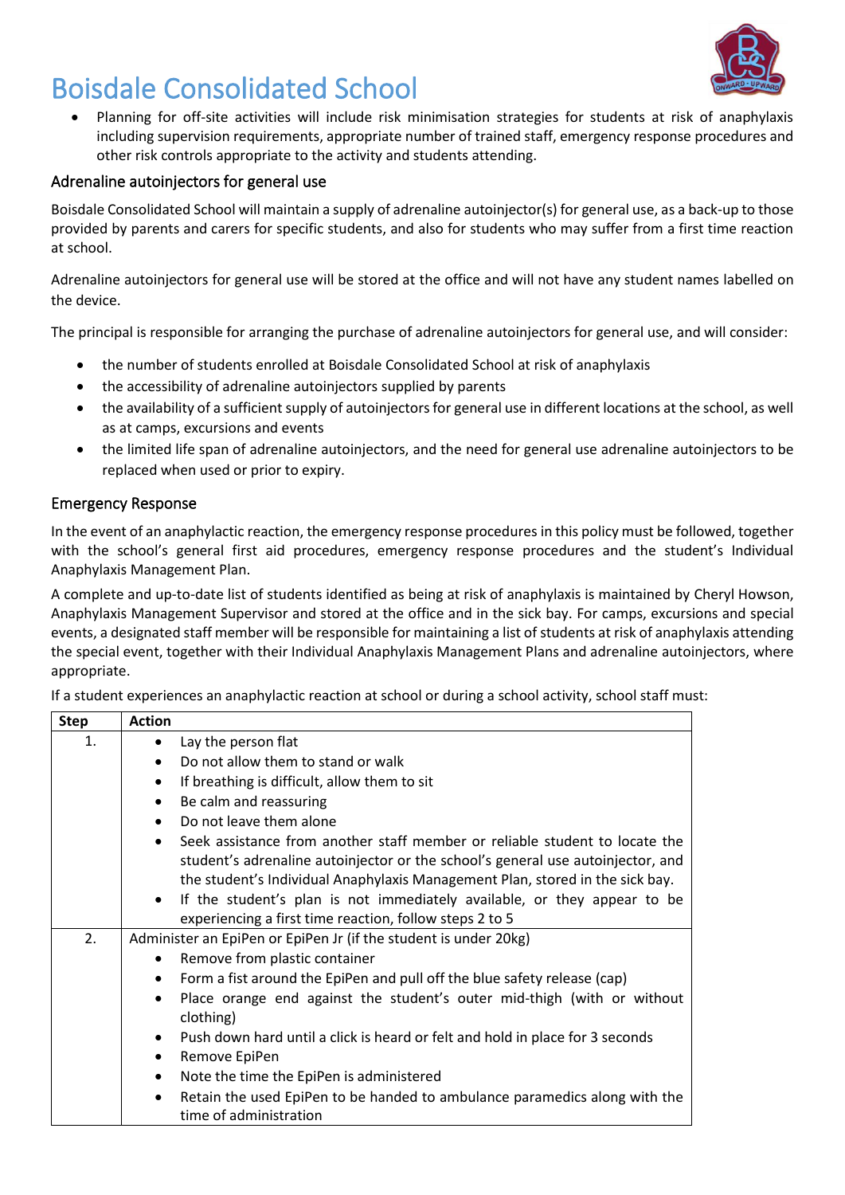- Planning for off-site activities will include risk minimisation strategies for students at risk of anaphylaxis including supervision requirements, appropriate number of trained staff, emergency response procedures and other risk controls appropriate to the activity and students attending.

## Adrenaline autoinjectors for general use

Boisdale Consolidated School will maintain a supply of adrenaline autoinjector(s) for general use, as a back-up to those provided by parents and carers for specific students, and also for students who may suffer from a first time reaction at school.

Adrenaline autoinjectors for general use will be stored at the office and will not have any student names labelled on the device.

The principal is responsible for arranging the purchase of adrenaline autoinjectors for general use, and will consider:

- the number of students enrolled at Boisdale Consolidated School at risk of anaphylaxis
- the accessibility of adrenaline autoinjectors supplied by parents
- the availability of a sufficient supply of autoinjectors for general use in different locations at the school, as well as at camps, excursions and events
- the limited life span of adrenaline autoinjectors, and the need for general use adrenaline autoinjectors to be replaced when used or prior to expiry.

## Emergency Response

In the event of an anaphylactic reaction, the emergency response procedures in this policy must be followed, together with the school's general first aid procedures, emergency response procedures and the student's Individual Anaphylaxis Management Plan.

A complete and up-to-date list of students identified as being at risk of anaphylaxis is maintained by Cheryl Howson, Anaphylaxis Management Supervisor and stored at the office and in the sick bay. For camps, excursions and special events, a designated staff member will be responsible for maintaining a list of students at risk of anaphylaxis attending the special event, together with their Individual Anaphylaxis Management Plans and adrenaline autoinjectors, where appropriate.

If a student experiences an anaphylactic reaction at school or during a school activity, school staff must:

| Step | Action |
|---|---|
| 1. | • Lay the person flat<br>• Do not allow them to stand or walk<br>• If breathing is difficult, allow them to sit<br>• Be calm and reassuring<br>• Do not leave them alone<br>• Seek assistance from another staff member or reliable student to locate the student's adrenaline autoinjector or the school's general use autoinjector, and the student's Individual Anaphylaxis Management Plan, stored in the sick bay.<br>• If the student's plan is not immediately available, or they appear to be experiencing a first time reaction, follow steps 2 to 5 |
| 2. | Administer an EpiPen or EpiPen Jr (if the student is under 20kg)<br>• Remove from plastic container<br>• Form a fist around the EpiPen and pull off the blue safety release (cap)<br>• Place orange end against the student's outer mid-thigh (with or without clothing)<br>• Push down hard until a click is heard or felt and hold in place for 3 seconds<br>• Remove EpiPen<br>• Note the time the EpiPen is administered<br>• Retain the used EpiPen to be handed to ambulance paramedics along with the time of administration |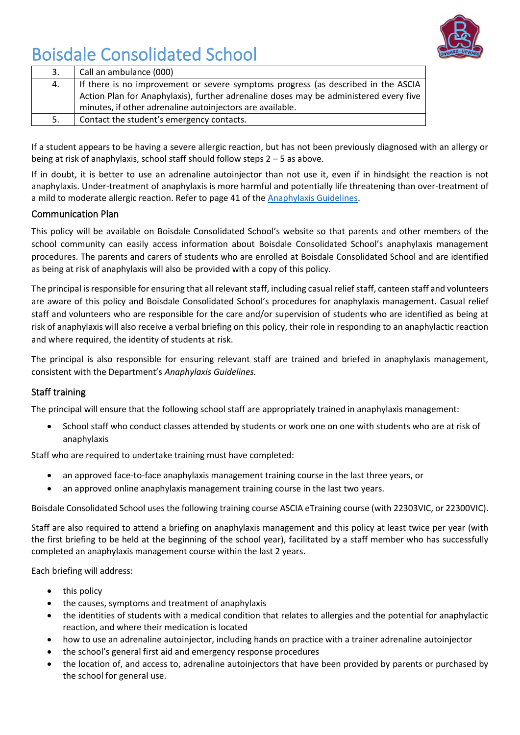| 3. | Call an ambulance (000) |
| --- | --- |
| 4. | If there is no improvement or severe symptoms progress (as described in the ASCIA Action Plan for Anaphylaxis), further adrenaline doses may be administered every five minutes, if other adrenaline autoinjectors are available. |
| 5. | Contact the student's emergency contacts. |

If a student appears to be having a severe allergic reaction, but has not been previously diagnosed with an allergy or being at risk of anaphylaxis, school staff should follow steps 2 – 5 as above.

If in doubt, it is better to use an adrenaline autoinjector than not use it, even if in hindsight the reaction is not anaphylaxis. Under-treatment of anaphylaxis is more harmful and potentially life threatening than over-treatment of a mild to moderate allergic reaction. Refer to page 41 of the Anaphylaxis Guidelines.

## Communication Plan

This policy will be available on Boisdale Consolidated School's website so that parents and other members of the school community can easily access information about Boisdale Consolidated School's anaphylaxis management procedures. The parents and carers of students who are enrolled at Boisdale Consolidated School and are identified as being at risk of anaphylaxis will also be provided with a copy of this policy.

The principal is responsible for ensuring that all relevant staff, including casual relief staff, canteen staff and volunteers are aware of this policy and Boisdale Consolidated School's procedures for anaphylaxis management. Casual relief staff and volunteers who are responsible for the care and/or supervision of students who are identified as being at risk of anaphylaxis will also receive a verbal briefing on this policy, their role in responding to an anaphylactic reaction and where required, the identity of students at risk.

The principal is also responsible for ensuring relevant staff are trained and briefed in anaphylaxis management, consistent with the Department's *Anaphylaxis Guidelines.*

## Staff training

The principal will ensure that the following school staff are appropriately trained in anaphylaxis management:

- School staff who conduct classes attended by students or work one on one with students who are at risk of anaphylaxis

Staff who are required to undertake training must have completed:

- an approved face-to-face anaphylaxis management training course in the last three years, or
- an approved online anaphylaxis management training course in the last two years.

Boisdale Consolidated School uses the following training course ASCIA eTraining course (with 22303VIC, or 22300VIC).

Staff are also required to attend a briefing on anaphylaxis management and this policy at least twice per year (with the first briefing to be held at the beginning of the school year), facilitated by a staff member who has successfully completed an anaphylaxis management course within the last 2 years.

Each briefing will address:

- this policy
- the causes, symptoms and treatment of anaphylaxis
- the identities of students with a medical condition that relates to allergies and the potential for anaphylactic reaction, and where their medication is located
- how to use an adrenaline autoinjector, including hands on practice with a trainer adrenaline autoinjector
- the school's general first aid and emergency response procedures
- the location of, and access to, adrenaline autoinjectors that have been provided by parents or purchased by the school for general use.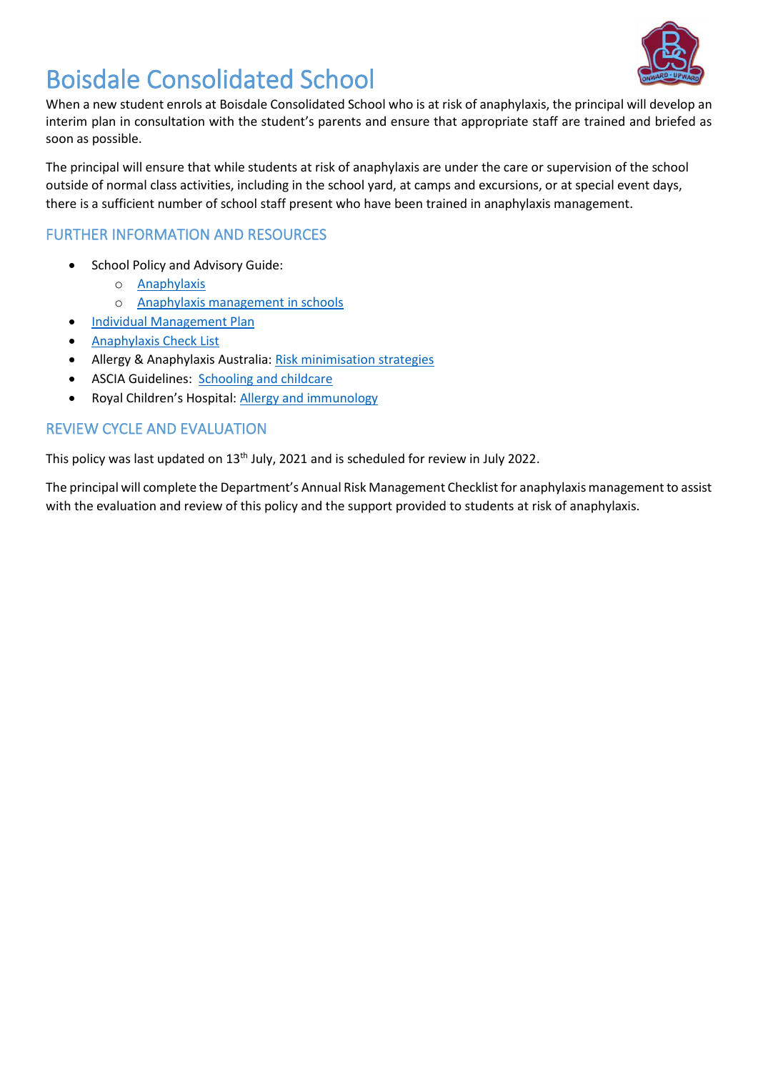# Boisdale Consolidated School

When a new student enrols at Boisdale Consolidated School who is at risk of anaphylaxis, the principal will develop an interim plan in consultation with the student's parents and ensure that appropriate staff are trained and briefed as soon as possible.

The principal will ensure that while students at risk of anaphylaxis are under the care or supervision of the school outside of normal class activities, including in the school yard, at camps and excursions, or at special event days, there is a sufficient number of school staff present who have been trained in anaphylaxis management.

## FURTHER INFORMATION AND RESOURCES

- School Policy and Advisory Guide:
  - Anaphylaxis
  - Anaphylaxis management in schools
- Individual Management Plan
- Anaphylaxis Check List
- Allergy & Anaphylaxis Australia: Risk minimisation strategies
- ASCIA Guidelines: Schooling and childcare
- Royal Children's Hospital: Allergy and immunology

## REVIEW CYCLE AND EVALUATION

This policy was last updated on 13th July, 2021 and is scheduled for review in July 2022.

The principal will complete the Department's Annual Risk Management Checklist for anaphylaxis management to assist with the evaluation and review of this policy and the support provided to students at risk of anaphylaxis.